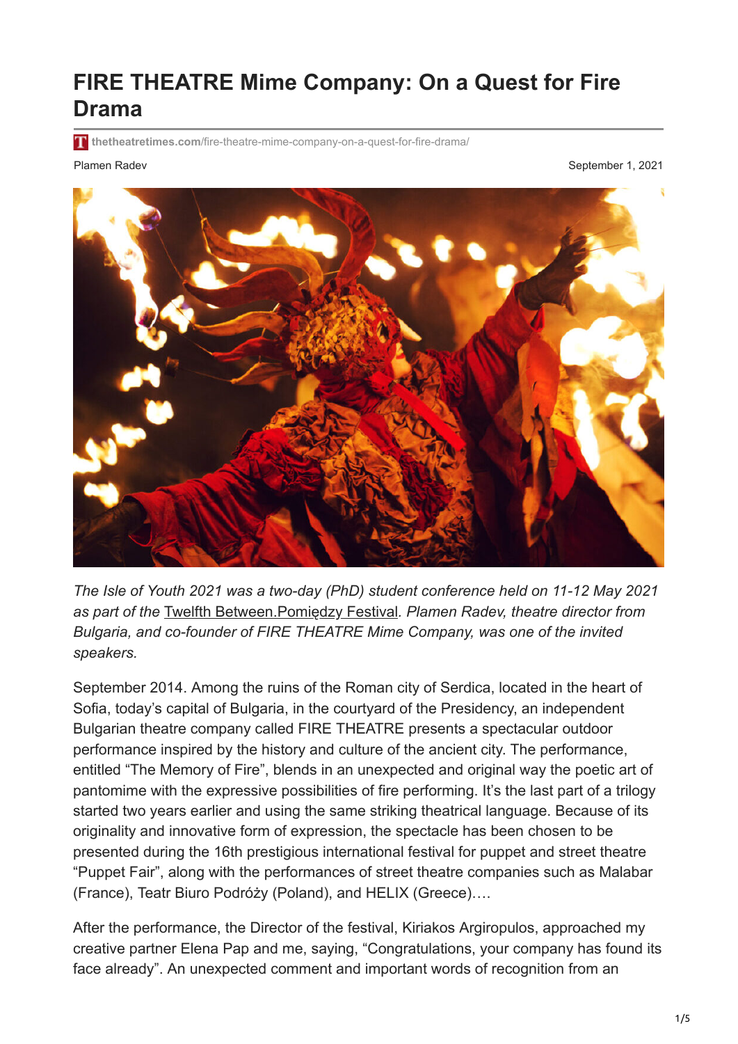# FIRE THEATRE Mime Company: On a Quest for Fire Drama

thetheatretimes.com/fire-theatre-mime-company-on-a-quest-for-fire-drama/

Plamen Radev

September 1, 2021

*The Isle of Youth 2021 was a two-day (PhD) student conference held on 11-12 May 2021 as part of the* Twelfth Between.Pomiędzy Festival*. Plamen Radev, theatre director from Bulgaria, and co-founder of FIRE THEATRE Mime Company, was one of the invited speakers.*

September 2014. Among the ruins of the Roman city of Serdica, located in the heart of Sofia, today's capital of Bulgaria, in the courtyard of the Presidency, an independent Bulgarian theatre company called FIRE THEATRE presents a spectacular outdoor performance inspired by the history and culture of the ancient city. The performance, entitled "The Memory of Fire", blends in an unexpected and original way the poetic art of pantomime with the expressive possibilities of fire performing. It's the last part of a trilogy started two years earlier and using the same striking theatrical language. Because of its originality and innovative form of expression, the spectacle has been chosen to be presented during the 16th prestigious international festival for puppet and street theatre "Puppet Fair", along with the performances of street theatre companies such as Malabar (France), Teatr Biuro Podróży (Poland), and HELIX (Greece)….

After the performance, the Director of the festival, Kiriakos Argiropulos, approached my creative partner Elena Pap and me, saying, "Congratulations, your company has found its face already". An unexpected comment and important words of recognition from an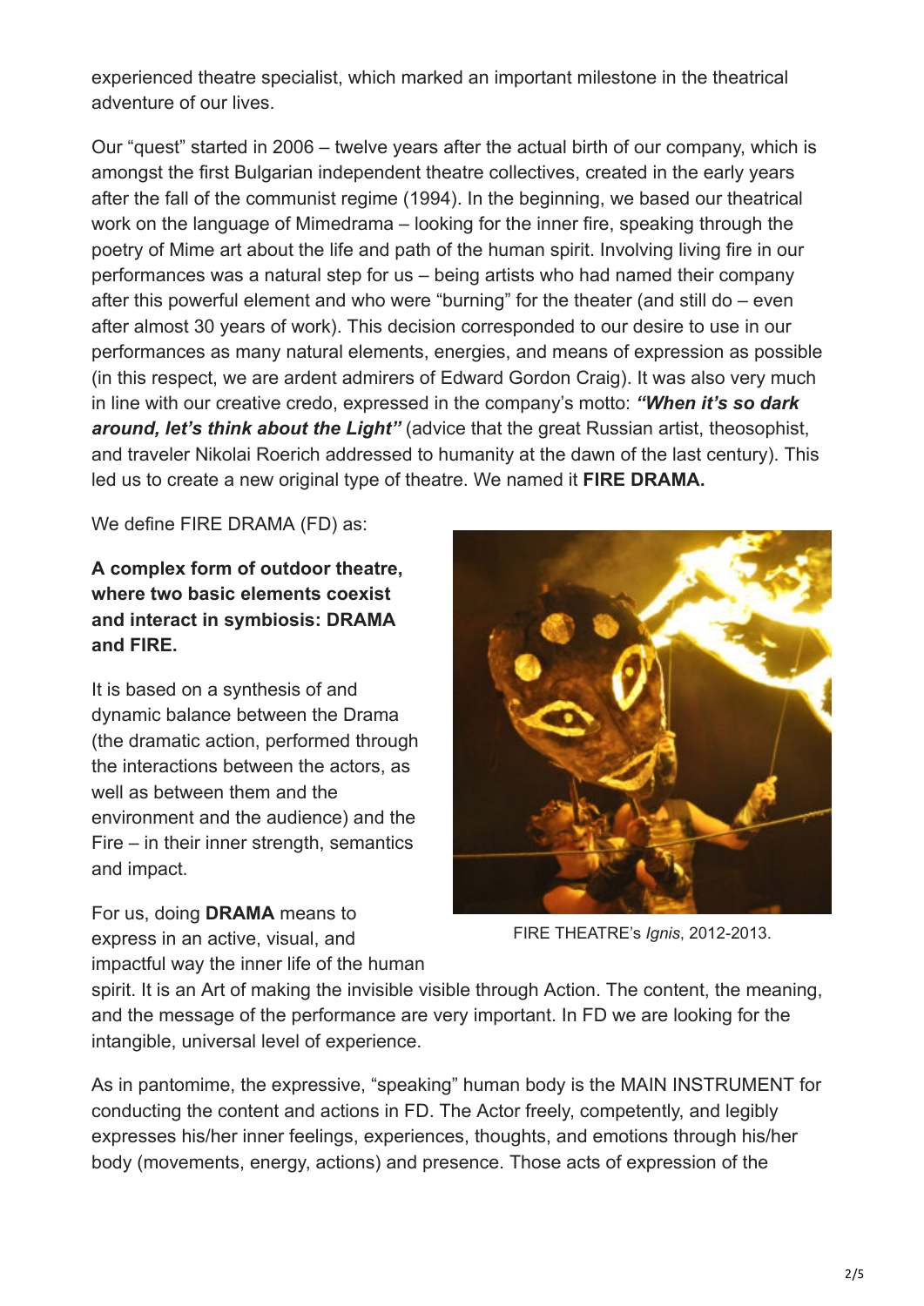experienced theatre specialist, which marked an important milestone in the theatrical adventure of our lives.

Our "quest" started in 2006 – twelve years after the actual birth of our company, which is amongst the first Bulgarian independent theatre collectives, created in the early years after the fall of the communist regime (1994). In the beginning, we based our theatrical work on the language of Mimedrama – looking for the inner fire, speaking through the poetry of Mime art about the life and path of the human spirit. Involving living fire in our performances was a natural step for us – being artists who had named their company after this powerful element and who were "burning" for the theater (and still do – even after almost 30 years of work). This decision corresponded to our desire to use in our performances as many natural elements, energies, and means of expression as possible (in this respect, we are ardent admirers of Edward Gordon Craig). It was also very much in line with our creative credo, expressed in the company's motto: ***"When it's so dark around, let's think about the Light"*** (advice that the great Russian artist, theosophist, and traveler Nikolai Roerich addressed to humanity at the dawn of the last century). This led us to create a new original type of theatre. We named it **FIRE DRAMA.**

We define FIRE DRAMA (FD) as:

**A complex form of outdoor theatre, where two basic elements coexist and interact in symbiosis: DRAMA and FIRE.**

It is based on a synthesis of and dynamic balance between the Drama (the dramatic action, performed through the interactions between the actors, as well as between them and the environment and the audience) and the Fire – in their inner strength, semantics and impact.

FIRE THEATRE's *Ignis*, 2012-2013.

For us, doing **DRAMA** means to express in an active, visual, and impactful way the inner life of the human spirit. It is an Art of making the invisible visible through Action. The content, the meaning, and the message of the performance are very important. In FD we are looking for the intangible, universal level of experience.

As in pantomime, the expressive, "speaking" human body is the MAIN INSTRUMENT for conducting the content and actions in FD. The Actor freely, competently, and legibly expresses his/her inner feelings, experiences, thoughts, and emotions through his/her body (movements, energy, actions) and presence. Those acts of expression of the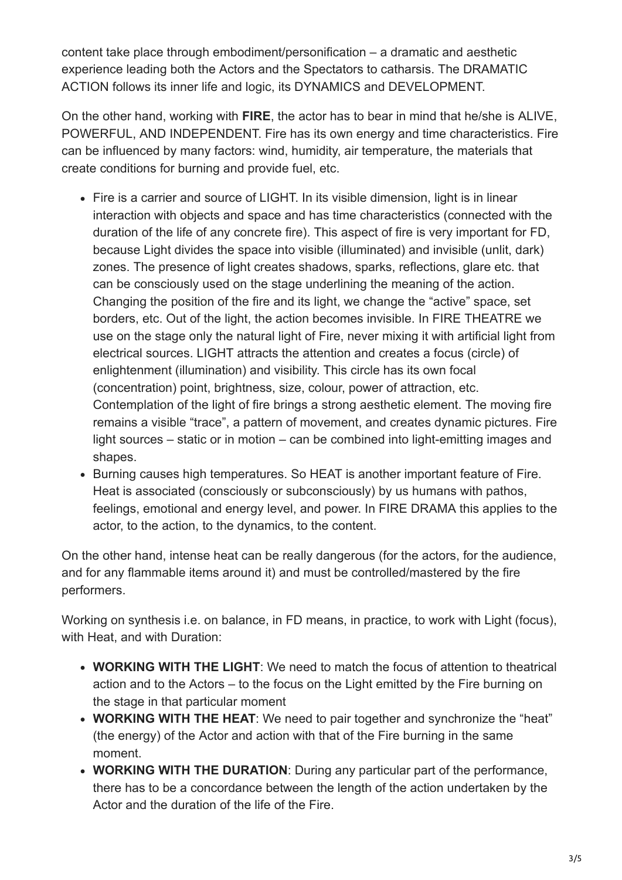content take place through embodiment/personification – a dramatic and aesthetic experience leading both the Actors and the Spectators to catharsis. The DRAMATIC ACTION follows its inner life and logic, its DYNAMICS and DEVELOPMENT.

On the other hand, working with **FIRE**, the actor has to bear in mind that he/she is ALIVE, POWERFUL, AND INDEPENDENT. Fire has its own energy and time characteristics. Fire can be influenced by many factors: wind, humidity, air temperature, the materials that create conditions for burning and provide fuel, etc.

- Fire is a carrier and source of LIGHT. In its visible dimension, light is in linear interaction with objects and space and has time characteristics (connected with the duration of the life of any concrete fire). This aspect of fire is very important for FD, because Light divides the space into visible (illuminated) and invisible (unlit, dark) zones. The presence of light creates shadows, sparks, reflections, glare etc. that can be consciously used on the stage underlining the meaning of the action. Changing the position of the fire and its light, we change the "active" space, set borders, etc. Out of the light, the action becomes invisible. In FIRE THEATRE we use on the stage only the natural light of Fire, never mixing it with artificial light from electrical sources. LIGHT attracts the attention and creates a focus (circle) of enlightenment (illumination) and visibility. This circle has its own focal (concentration) point, brightness, size, colour, power of attraction, etc. Contemplation of the light of fire brings a strong aesthetic element. The moving fire remains a visible "trace", a pattern of movement, and creates dynamic pictures. Fire light sources – static or in motion – can be combined into light-emitting images and shapes.
- Burning causes high temperatures. So HEAT is another important feature of Fire. Heat is associated (consciously or subconsciously) by us humans with pathos, feelings, emotional and energy level, and power. In FIRE DRAMA this applies to the actor, to the action, to the dynamics, to the content.

On the other hand, intense heat can be really dangerous (for the actors, for the audience, and for any flammable items around it) and must be controlled/mastered by the fire performers.

Working on synthesis i.e. on balance, in FD means, in practice, to work with Light (focus), with Heat, and with Duration:

- **WORKING WITH THE LIGHT**: We need to match the focus of attention to theatrical action and to the Actors – to the focus on the Light emitted by the Fire burning on the stage in that particular moment
- **WORKING WITH THE HEAT**: We need to pair together and synchronize the "heat" (the energy) of the Actor and action with that of the Fire burning in the same moment.
- **WORKING WITH THE DURATION**: During any particular part of the performance, there has to be a concordance between the length of the action undertaken by the Actor and the duration of the life of the Fire.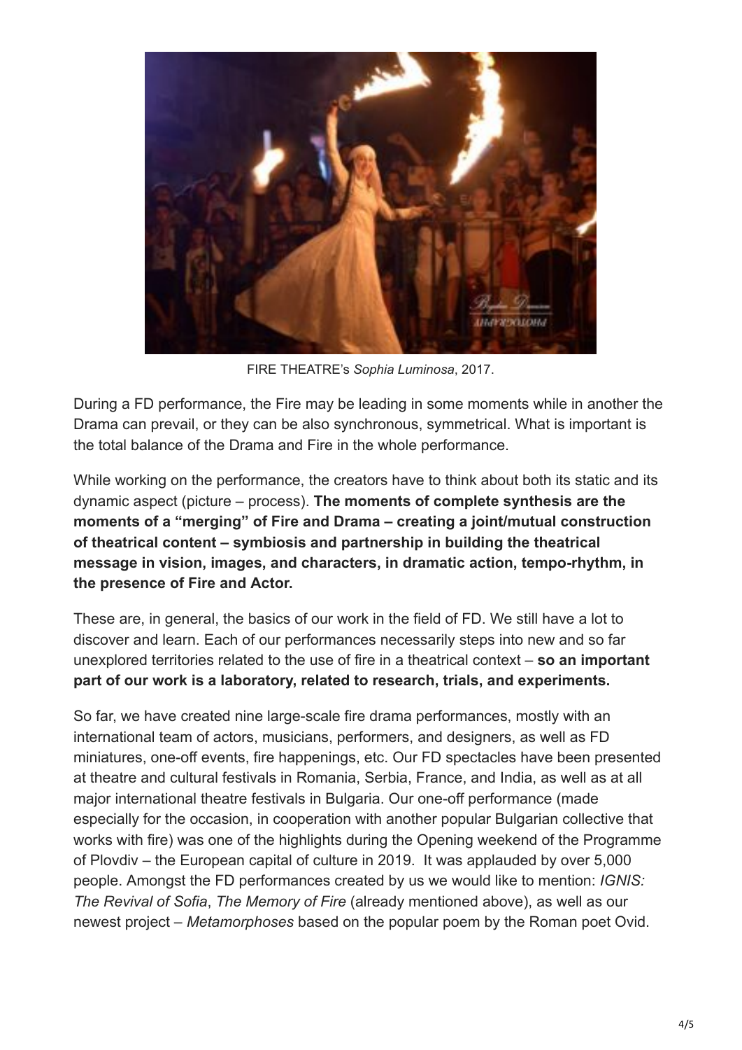FIRE THEATRE's *Sophia Luminosa*, 2017.

During a FD performance, the Fire may be leading in some moments while in another the Drama can prevail, or they can be also synchronous, symmetrical. What is important is the total balance of the Drama and Fire in the whole performance.

While working on the performance, the creators have to think about both its static and its dynamic aspect (picture – process). **The moments of complete synthesis are the moments of a "merging" of Fire and Drama – creating a joint/mutual construction of theatrical content – symbiosis and partnership in building the theatrical message in vision, images, and characters, in dramatic action, tempo-rhythm, in the presence of Fire and Actor.**

These are, in general, the basics of our work in the field of FD. We still have a lot to discover and learn. Each of our performances necessarily steps into new and so far unexplored territories related to the use of fire in a theatrical context – **so an important part of our work is a laboratory, related to research, trials, and experiments.**

So far, we have created nine large-scale fire drama performances, mostly with an international team of actors, musicians, performers, and designers, as well as FD miniatures, one-off events, fire happenings, etc. Our FD spectacles have been presented at theatre and cultural festivals in Romania, Serbia, France, and India, as well as at all major international theatre festivals in Bulgaria. Our one-off performance (made especially for the occasion, in cooperation with another popular Bulgarian collective that works with fire) was one of the highlights during the Opening weekend of the Programme of Plovdiv – the European capital of culture in 2019. It was applauded by over 5,000 people. Amongst the FD performances created by us we would like to mention: *IGNIS: The Revival of Sofia*, *The Memory of Fire* (already mentioned above), as well as our newest project – *Metamorphoses* based on the popular poem by the Roman poet Ovid.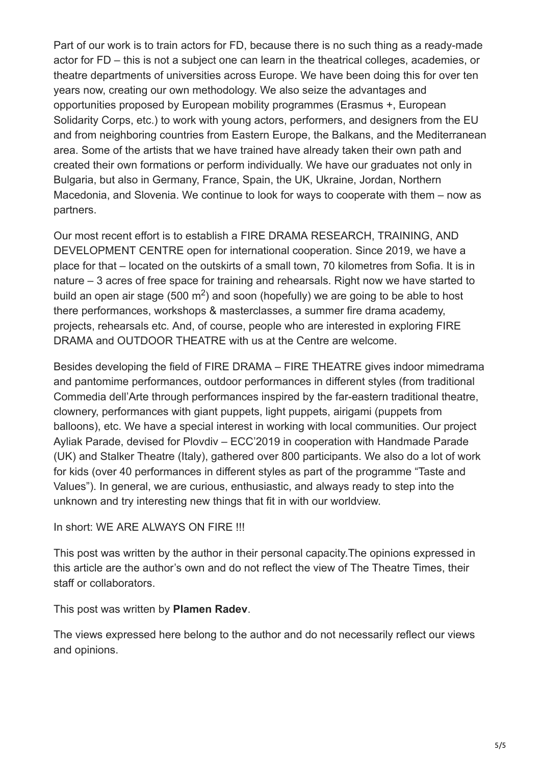Part of our work is to train actors for FD, because there is no such thing as a ready-made actor for FD – this is not a subject one can learn in the theatrical colleges, academies, or theatre departments of universities across Europe. We have been doing this for over ten years now, creating our own methodology. We also seize the advantages and opportunities proposed by European mobility programmes (Erasmus +, European Solidarity Corps, etc.) to work with young actors, performers, and designers from the EU and from neighboring countries from Eastern Europe, the Balkans, and the Mediterranean area. Some of the artists that we have trained have already taken their own path and created their own formations or perform individually. We have our graduates not only in Bulgaria, but also in Germany, France, Spain, the UK, Ukraine, Jordan, Northern Macedonia, and Slovenia. We continue to look for ways to cooperate with them – now as partners.

Our most recent effort is to establish a FIRE DRAMA RESEARCH, TRAINING, AND DEVELOPMENT CENTRE open for international cooperation. Since 2019, we have a place for that – located on the outskirts of a small town, 70 kilometres from Sofia. It is in nature – 3 acres of free space for training and rehearsals. Right now we have started to build an open air stage (500 $m^2$) and soon (hopefully) we are going to be able to host there performances, workshops & masterclasses, a summer fire drama academy, projects, rehearsals etc. And, of course, people who are interested in exploring FIRE DRAMA and OUTDOOR THEATRE with us at the Centre are welcome.

Besides developing the field of FIRE DRAMA – FIRE THEATRE gives indoor mimedrama and pantomime performances, outdoor performances in different styles (from traditional Commedia dell'Arte through performances inspired by the far-eastern traditional theatre, clownery, performances with giant puppets, light puppets, airigami (puppets from balloons), etc. We have a special interest in working with local communities. Our project Ayliak Parade, devised for Plovdiv – ECC'2019 in cooperation with Handmade Parade (UK) and Stalker Theatre (Italy), gathered over 800 participants. We also do a lot of work for kids (over 40 performances in different styles as part of the programme "Taste and Values"). In general, we are curious, enthusiastic, and always ready to step into the unknown and try interesting new things that fit in with our worldview.

In short: WE ARE ALWAYS ON FIRE !!!

This post was written by the author in their personal capacity.The opinions expressed in this article are the author's own and do not reflect the view of The Theatre Times, their staff or collaborators.

This post was written by **Plamen Radev**.

The views expressed here belong to the author and do not necessarily reflect our views and opinions.